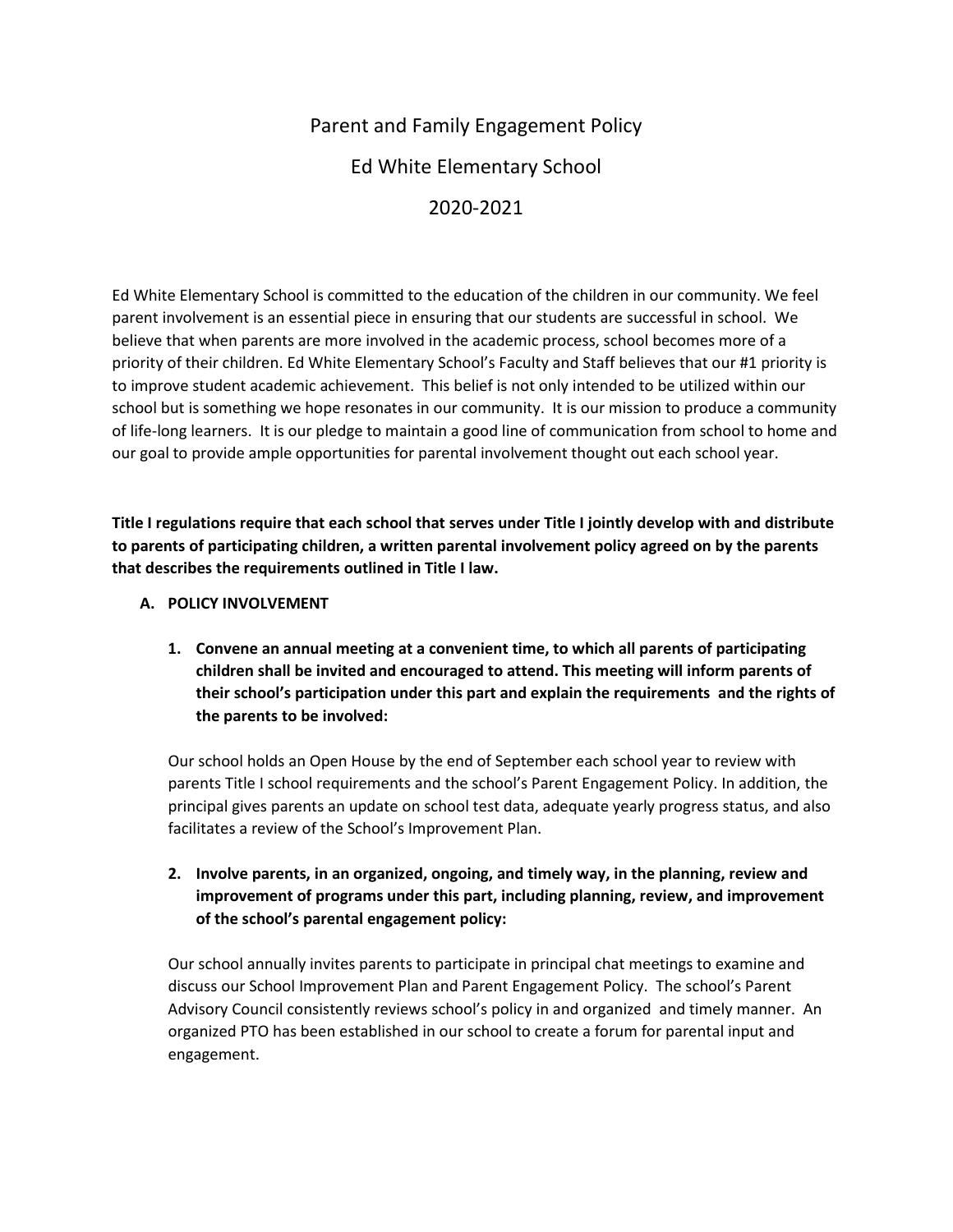# Parent and Family Engagement Policy

# Ed White Elementary School

# 2020-2021

Ed White Elementary School is committed to the education of the children in our community. We feel parent involvement is an essential piece in ensuring that our students are successful in school. We believe that when parents are more involved in the academic process, school becomes more of a priority of their children. Ed White Elementary School's Faculty and Staff believes that our #1 priority is to improve student academic achievement. This belief is not only intended to be utilized within our school but is something we hope resonates in our community. It is our mission to produce a community of life-long learners. It is our pledge to maintain a good line of communication from school to home and our goal to provide ample opportunities for parental involvement thought out each school year.

**Title I regulations require that each school that serves under Title I jointly develop with and distribute to parents of participating children, a written parental involvement policy agreed on by the parents that describes the requirements outlined in Title I law.**

## A. POLICY INVOLVEMENT

1. **Convene an annual meeting at a convenient time, to which all parents of participating children shall be invited and encouraged to attend. This meeting will inform parents of their school's participation under this part and explain the requirements and the rights of the parents to be involved:**

   Our school holds an Open House by the end of September each school year to review with parents Title I school requirements and the school's Parent Engagement Policy. In addition, the principal gives parents an update on school test data, adequate yearly progress status, and also facilitates a review of the School's Improvement Plan.

2. **Involve parents, in an organized, ongoing, and timely way, in the planning, review and improvement of programs under this part, including planning, review, and improvement of the school's parental engagement policy:**

   Our school annually invites parents to participate in principal chat meetings to examine and discuss our School Improvement Plan and Parent Engagement Policy. The school's Parent Advisory Council consistently reviews school's policy in and organized and timely manner. An organized PTO has been established in our school to create a forum for parental input and engagement.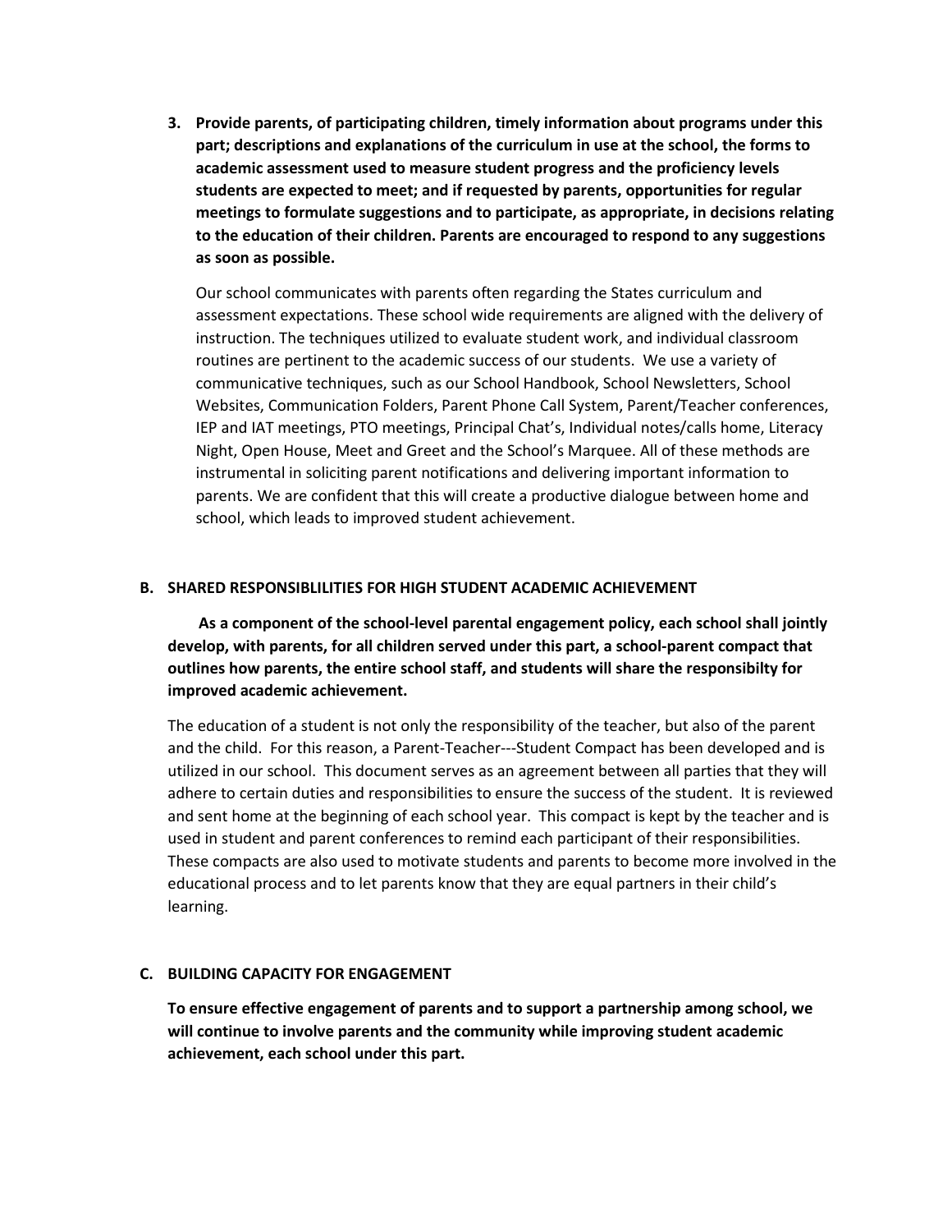3. **Provide parents, of participating children, timely information about programs under this part; descriptions and explanations of the curriculum in use at the school, the forms to academic assessment used to measure student progress and the proficiency levels students are expected to meet; and if requested by parents, opportunities for regular meetings to formulate suggestions and to participate, as appropriate, in decisions relating to the education of their children. Parents are encouraged to respond to any suggestions as soon as possible.**

   Our school communicates with parents often regarding the States curriculum and assessment expectations. These school wide requirements are aligned with the delivery of instruction. The techniques utilized to evaluate student work, and individual classroom routines are pertinent to the academic success of our students. We use a variety of communicative techniques, such as our School Handbook, School Newsletters, School Websites, Communication Folders, Parent Phone Call System, Parent/Teacher conferences, IEP and IAT meetings, PTO meetings, Principal Chat's, Individual notes/calls home, Literacy Night, Open House, Meet and Greet and the School's Marquee. All of these methods are instrumental in soliciting parent notifications and delivering important information to parents. We are confident that this will create a productive dialogue between home and school, which leads to improved student achievement.

## B. SHARED RESPONSIBLILITIES FOR HIGH STUDENT ACADEMIC ACHIEVEMENT

**As a component of the school-level parental engagement policy, each school shall jointly develop, with parents, for all children served under this part, a school-parent compact that outlines how parents, the entire school staff, and students will share the responsibilty for improved academic achievement.**

The education of a student is not only the responsibility of the teacher, but also of the parent and the child. For this reason, a Parent-Teacher---Student Compact has been developed and is utilized in our school. This document serves as an agreement between all parties that they will adhere to certain duties and responsibilities to ensure the success of the student. It is reviewed and sent home at the beginning of each school year. This compact is kept by the teacher and is used in student and parent conferences to remind each participant of their responsibilities. These compacts are also used to motivate students and parents to become more involved in the educational process and to let parents know that they are equal partners in their child's learning.

## C. BUILDING CAPACITY FOR ENGAGEMENT

**To ensure effective engagement of parents and to support a partnership among school, we will continue to involve parents and the community while improving student academic achievement, each school under this part.**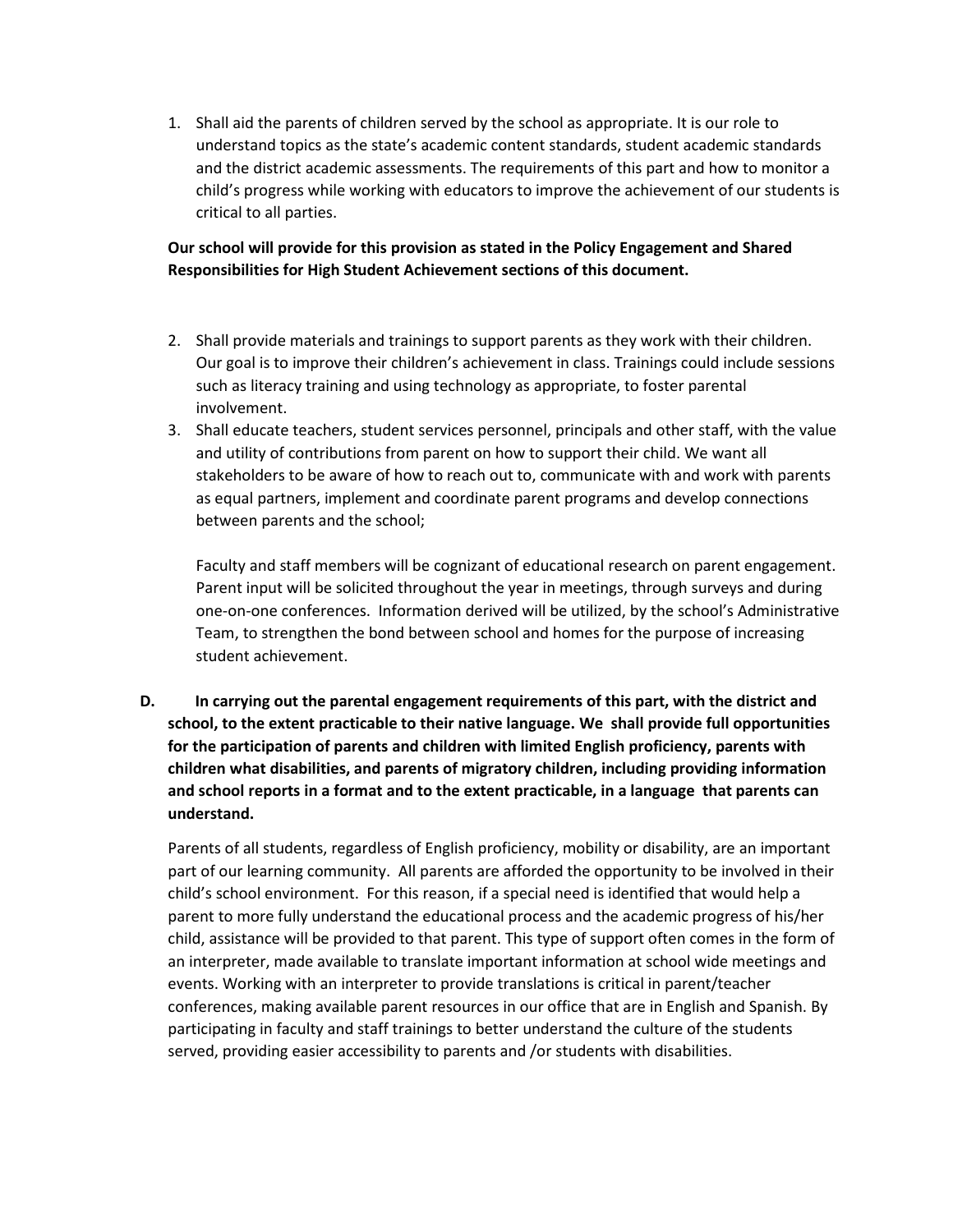1. Shall aid the parents of children served by the school as appropriate. It is our role to understand topics as the state's academic content standards, student academic standards and the district academic assessments. The requirements of this part and how to monitor a child's progress while working with educators to improve the achievement of our students is critical to all parties.

**Our school will provide for this provision as stated in the Policy Engagement and Shared Responsibilities for High Student Achievement sections of this document.**

2. Shall provide materials and trainings to support parents as they work with their children. Our goal is to improve their children's achievement in class. Trainings could include sessions such as literacy training and using technology as appropriate, to foster parental involvement.
3. Shall educate teachers, student services personnel, principals and other staff, with the value and utility of contributions from parent on how to support their child. We want all stakeholders to be aware of how to reach out to, communicate with and work with parents as equal partners, implement and coordinate parent programs and develop connections between parents and the school;

   Faculty and staff members will be cognizant of educational research on parent engagement. Parent input will be solicited throughout the year in meetings, through surveys and during one-on-one conferences. Information derived will be utilized, by the school's Administrative Team, to strengthen the bond between school and homes for the purpose of increasing student achievement.

**D. In carrying out the parental engagement requirements of this part, with the district and school, to the extent practicable to their native language. We shall provide full opportunities for the participation of parents and children with limited English proficiency, parents with children what disabilities, and parents of migratory children, including providing information and school reports in a format and to the extent practicable, in a language that parents can understand.**

Parents of all students, regardless of English proficiency, mobility or disability, are an important part of our learning community. All parents are afforded the opportunity to be involved in their child's school environment. For this reason, if a special need is identified that would help a parent to more fully understand the educational process and the academic progress of his/her child, assistance will be provided to that parent. This type of support often comes in the form of an interpreter, made available to translate important information at school wide meetings and events. Working with an interpreter to provide translations is critical in parent/teacher conferences, making available parent resources in our office that are in English and Spanish. By participating in faculty and staff trainings to better understand the culture of the students served, providing easier accessibility to parents and /or students with disabilities.